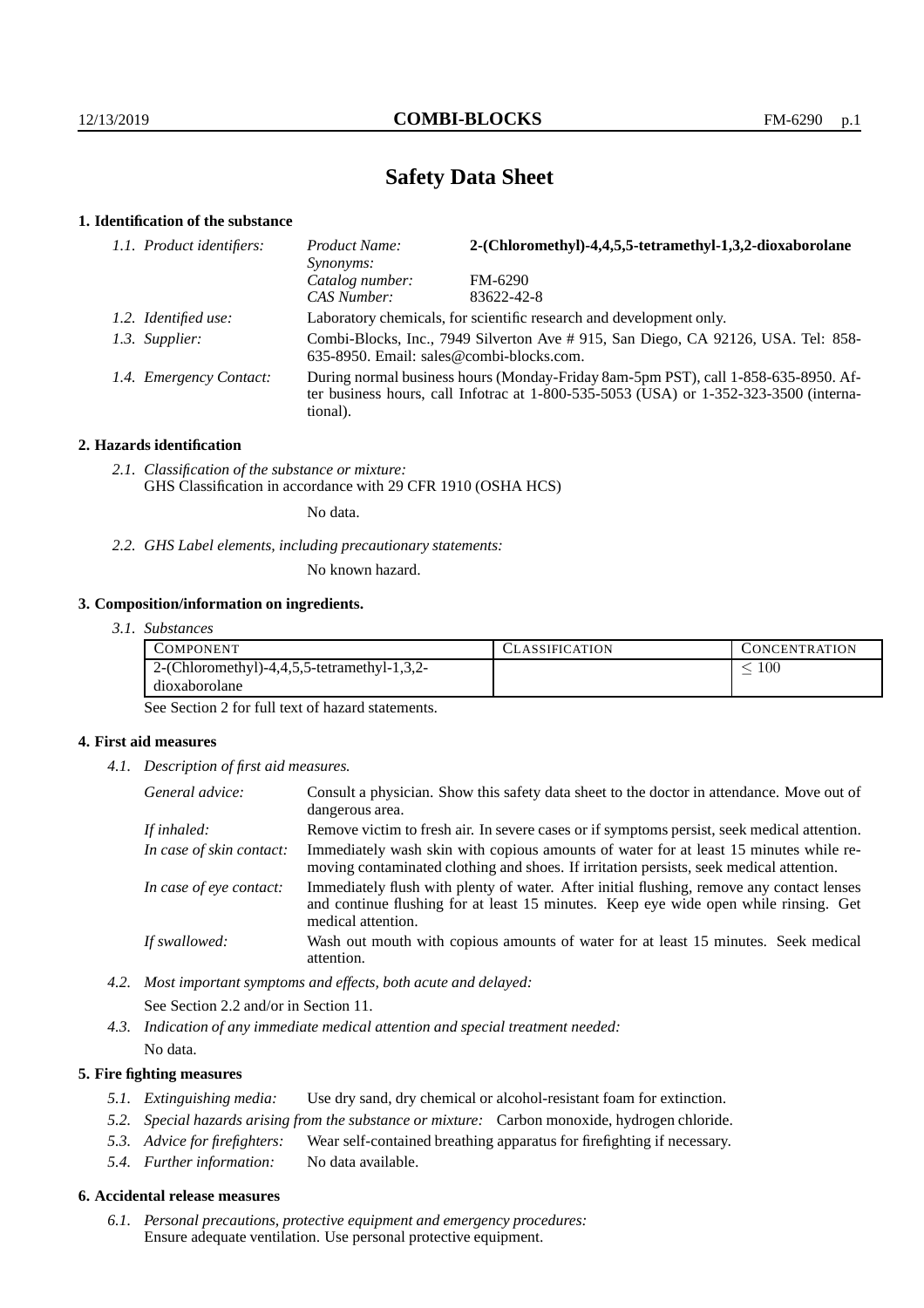# Safety Data Sheet

## 1. Identification of the substance

*1.1. Product identifiers:*

| | |
|---|---|
| *Product Name:* | **2-(Chloromethyl)-4,4,5,5-tetramethyl-1,3,2-dioxaborolane** |
| *Synonyms:* | |
| *Catalog number:* | FM-6290 |
| *CAS Number:* | 83622-42-8 |

*1.2. Identified use:* Laboratory chemicals, for scientific research and development only.

*1.3. Supplier:* Combi-Blocks, Inc., 7949 Silverton Ave # 915, San Diego, CA 92126, USA. Tel: 858-635-8950. Email: sales@combi-blocks.com.

*1.4. Emergency Contact:* During normal business hours (Monday-Friday 8am-5pm PST), call 1-858-635-8950. After business hours, call Infotrac at 1-800-535-5053 (USA) or 1-352-323-3500 (international).

## 2. Hazards identification

*2.1. Classification of the substance or mixture:*
GHS Classification in accordance with 29 CFR 1910 (OSHA HCS)

No data.

*2.2. GHS Label elements, including precautionary statements:*

No known hazard.

## 3. Composition/information on ingredients.

*3.1. Substances*

| Component | Classification | Concentration |
|---|---|---|
| 2-(Chloromethyl)-4,4,5,5-tetramethyl-1,3,2-dioxaborolane | | $\leq 100$ |

See Section 2 for full text of hazard statements.

## 4. First aid measures

*4.1. Description of first aid measures.*

*General advice:* Consult a physician. Show this safety data sheet to the doctor in attendance. Move out of dangerous area.

*If inhaled:* Remove victim to fresh air. In severe cases or if symptoms persist, seek medical attention.

*In case of skin contact:* Immediately wash skin with copious amounts of water for at least 15 minutes while removing contaminated clothing and shoes. If irritation persists, seek medical attention.

*In case of eye contact:* Immediately flush with plenty of water. After initial flushing, remove any contact lenses and continue flushing for at least 15 minutes. Keep eye wide open while rinsing. Get medical attention.

*If swallowed:* Wash out mouth with copious amounts of water for at least 15 minutes. Seek medical attention.

*4.2. Most important symptoms and effects, both acute and delayed:*

See Section 2.2 and/or in Section 11.

*4.3. Indication of any immediate medical attention and special treatment needed:*

No data.

## 5. Fire fighting measures

*5.1. Extinguishing media:* Use dry sand, dry chemical or alcohol-resistant foam for extinction.

*5.2. Special hazards arising from the substance or mixture:* Carbon monoxide, hydrogen chloride.

*5.3. Advice for firefighters:* Wear self-contained breathing apparatus for firefighting if necessary.

*5.4. Further information:* No data available.

## 6. Accidental release measures

*6.1. Personal precautions, protective equipment and emergency procedures:*
Ensure adequate ventilation. Use personal protective equipment.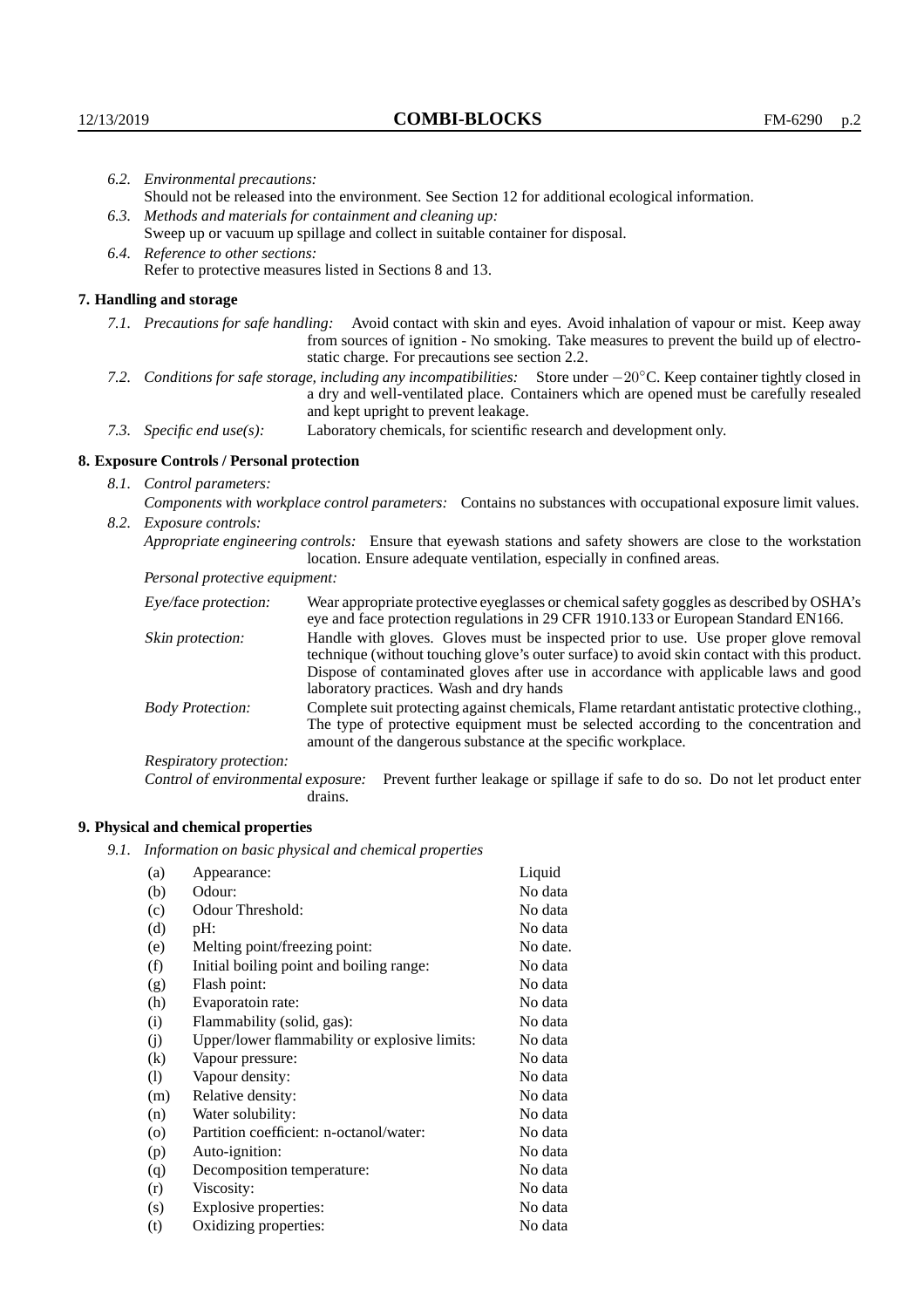6.2. *Environmental precautions:*
Should not be released into the environment. See Section 12 for additional ecological information.

6.3. *Methods and materials for containment and cleaning up:*
Sweep up or vacuum up spillage and collect in suitable container for disposal.

6.4. *Reference to other sections:*
Refer to protective measures listed in Sections 8 and 13.

## 7. Handling and storage

7.1. *Precautions for safe handling:* Avoid contact with skin and eyes. Avoid inhalation of vapour or mist. Keep away from sources of ignition - No smoking. Take measures to prevent the build up of electrostatic charge. For precautions see section 2.2.

7.2. *Conditions for safe storage, including any incompatibilities:* Store under $-20°C$. Keep container tightly closed in a dry and well-ventilated place. Containers which are opened must be carefully resealed and kept upright to prevent leakage.

7.3. *Specific end use(s):* Laboratory chemicals, for scientific research and development only.

## 8. Exposure Controls / Personal protection

8.1. *Control parameters:*
*Components with workplace control parameters:* Contains no substances with occupational exposure limit values.

8.2. *Exposure controls:*
*Appropriate engineering controls:* Ensure that eyewash stations and safety showers are close to the workstation location. Ensure adequate ventilation, especially in confined areas.

*Personal protective equipment:*

*Eye/face protection:* Wear appropriate protective eyeglasses or chemical safety goggles as described by OSHA's eye and face protection regulations in 29 CFR 1910.133 or European Standard EN166.

*Skin protection:* Handle with gloves. Gloves must be inspected prior to use. Use proper glove removal technique (without touching glove's outer surface) to avoid skin contact with this product. Dispose of contaminated gloves after use in accordance with applicable laws and good laboratory practices. Wash and dry hands

*Body Protection:* Complete suit protecting against chemicals, Flame retardant antistatic protective clothing., The type of protective equipment must be selected according to the concentration and amount of the dangerous substance at the specific workplace.

*Respiratory protection:*

*Control of environmental exposure:* Prevent further leakage or spillage if safe to do so. Do not let product enter drains.

## 9. Physical and chemical properties

9.1. *Information on basic physical and chemical properties*

| | | |
|---|---|---|
| (a) | Appearance: | Liquid |
| (b) | Odour: | No data |
| (c) | Odour Threshold: | No data |
| (d) | pH: | No data |
| (e) | Melting point/freezing point: | No date. |
| (f) | Initial boiling point and boiling range: | No data |
| (g) | Flash point: | No data |
| (h) | Evaporatoin rate: | No data |
| (i) | Flammability (solid, gas): | No data |
| (j) | Upper/lower flammability or explosive limits: | No data |
| (k) | Vapour pressure: | No data |
| (l) | Vapour density: | No data |
| (m) | Relative density: | No data |
| (n) | Water solubility: | No data |
| (o) | Partition coefficient: n-octanol/water: | No data |
| (p) | Auto-ignition: | No data |
| (q) | Decomposition temperature: | No data |
| (r) | Viscosity: | No data |
| (s) | Explosive properties: | No data |
| (t) | Oxidizing properties: | No data |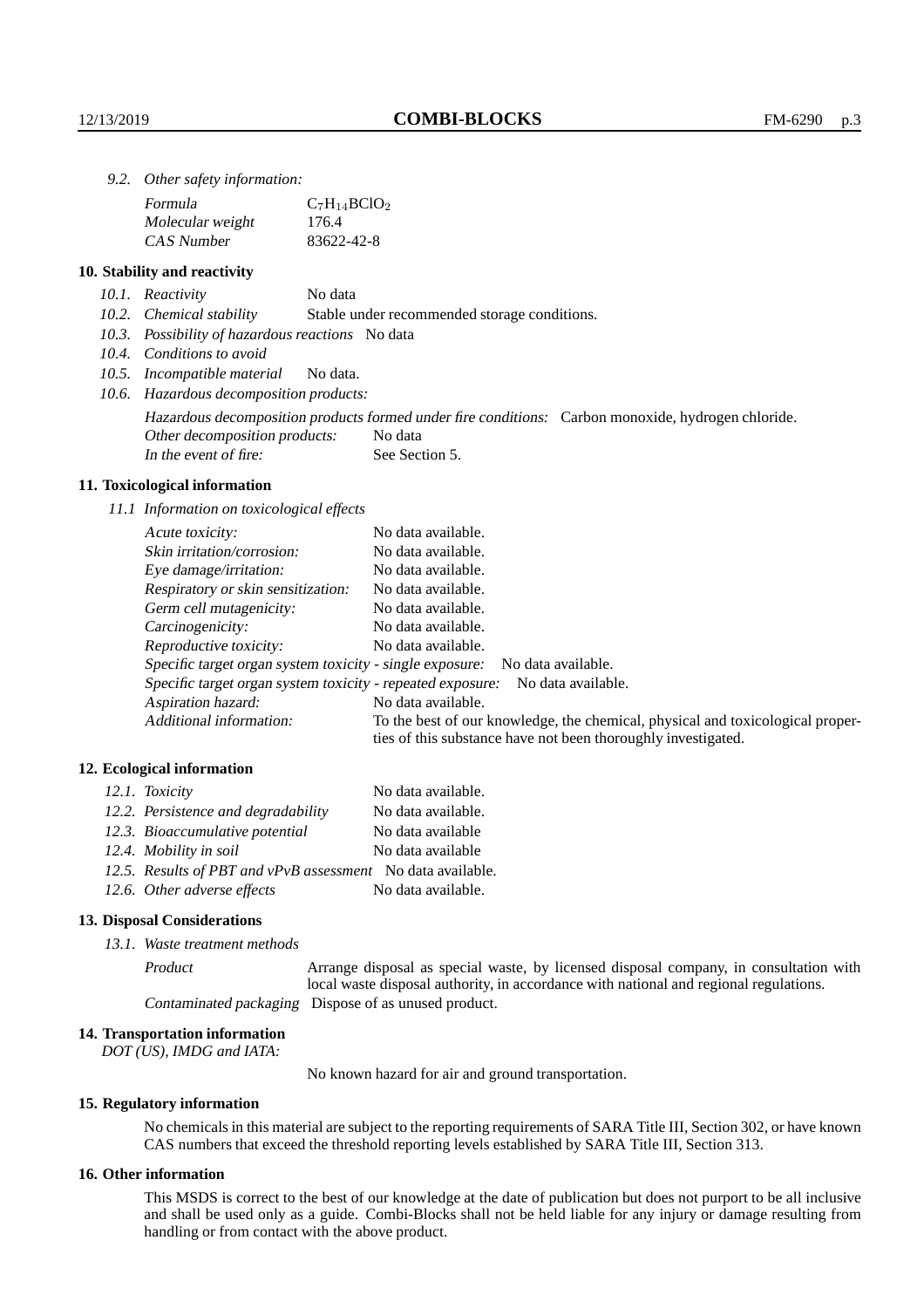*9.2. Other safety information:*

| | |
|---|---|
| *Formula* | $C_7H_{14}BClO_2$ |
| *Molecular weight* | 176.4 |
| *CAS Number* | 83622-42-8 |

## 10. Stability and reactivity

*10.1. Reactivity* No data

*10.2. Chemical stability* Stable under recommended storage conditions.

*10.3. Possibility of hazardous reactions* No data

*10.4. Conditions to avoid*

*10.5. Incompatible material* No data.

*10.6. Hazardous decomposition products:*

*Hazardous decomposition products formed under fire conditions:* Carbon monoxide, hydrogen chloride.

*Other decomposition products:* No data

*In the event of fire:* See Section 5.

## 11. Toxicological information

*11.1 Information on toxicological effects*

| | |
|---|---|
| *Acute toxicity:* | No data available. |
| *Skin irritation/corrosion:* | No data available. |
| *Eye damage/irritation:* | No data available. |
| *Respiratory or skin sensitization:* | No data available. |
| *Germ cell mutagenicity:* | No data available. |
| *Carcinogenicity:* | No data available. |
| *Reproductive toxicity:* | No data available. |
| *Specific target organ system toxicity - single exposure:* | No data available. |
| *Specific target organ system toxicity - repeated exposure:* | No data available. |
| *Aspiration hazard:* | No data available. |
| *Additional information:* | To the best of our knowledge, the chemical, physical and toxicological properties of this substance have not been thoroughly investigated. |

## 12. Ecological information

| | |
|---|---|
| *12.1. Toxicity* | No data available. |
| *12.2. Persistence and degradability* | No data available. |
| *12.3. Bioaccumulative potential* | No data available |
| *12.4. Mobility in soil* | No data available |
| *12.5. Results of PBT and vPvB assessment* | No data available. |
| *12.6. Other adverse effects* | No data available. |

## 13. Disposal Considerations

*13.1. Waste treatment methods*

*Product* Arrange disposal as special waste, by licensed disposal company, in consultation with local waste disposal authority, in accordance with national and regional regulations.

*Contaminated packaging* Dispose of as unused product.

## 14. Transportation information

*DOT (US), IMDG and IATA:*

No known hazard for air and ground transportation.

## 15. Regulatory information

No chemicals in this material are subject to the reporting requirements of SARA Title III, Section 302, or have known CAS numbers that exceed the threshold reporting levels established by SARA Title III, Section 313.

## 16. Other information

This MSDS is correct to the best of our knowledge at the date of publication but does not purport to be all inclusive and shall be used only as a guide. Combi-Blocks shall not be held liable for any injury or damage resulting from handling or from contact with the above product.